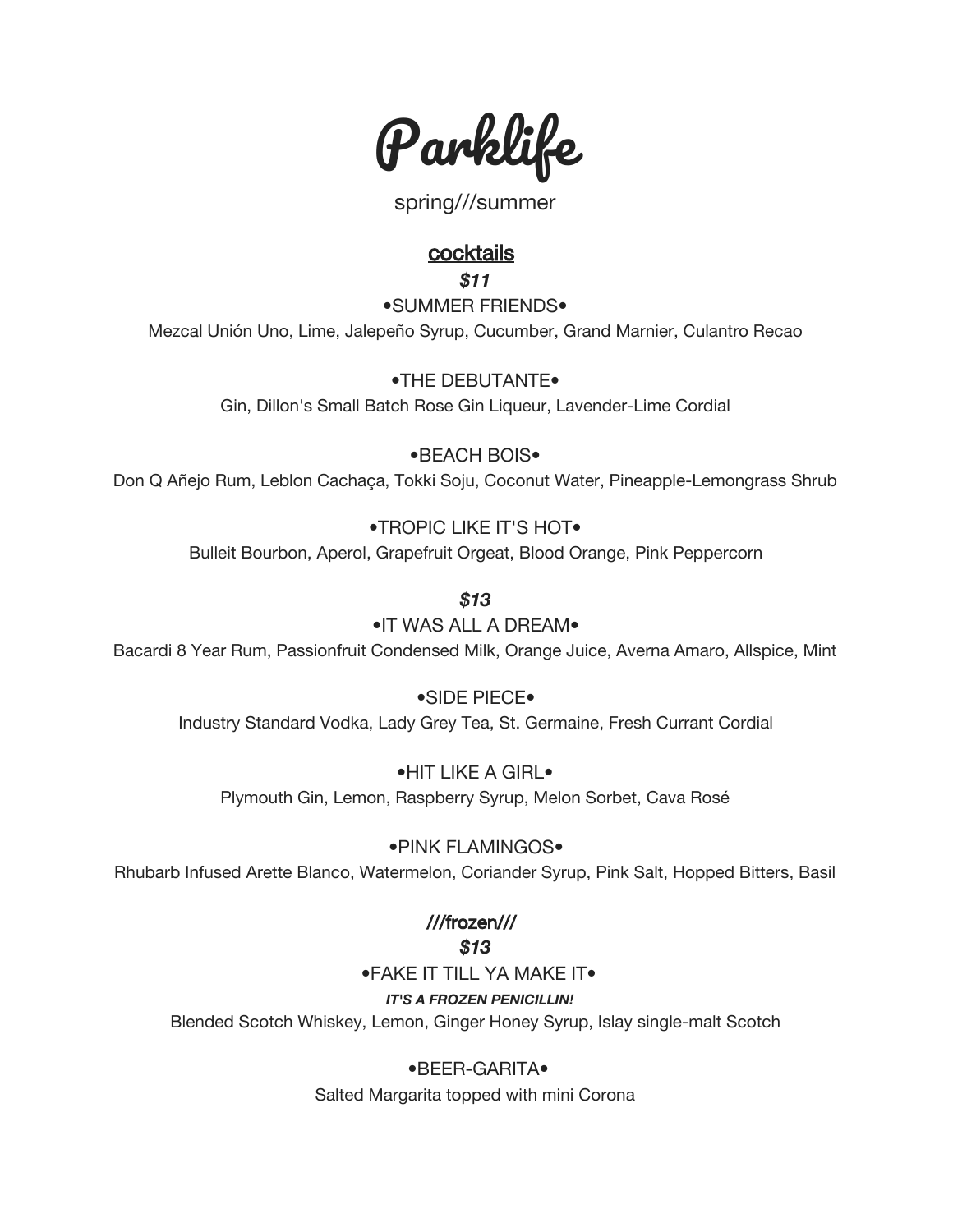# Parklife

spring///summer

## cocktails

***$11***

•SUMMER FRIENDS•

Mezcal Unión Uno, Lime, Jalepeño Syrup, Cucumber, Grand Marnier, Culantro Recao

•THE DEBUTANTE•

Gin, Dillon's Small Batch Rose Gin Liqueur, Lavender-Lime Cordial

•BEACH BOIS•

Don Q Añejo Rum, Leblon Cachaça, Tokki Soju, Coconut Water, Pineapple-Lemongrass Shrub

•TROPIC LIKE IT'S HOT•

Bulleit Bourbon, Aperol, Grapefruit Orgeat, Blood Orange, Pink Peppercorn

***$13***

•IT WAS ALL A DREAM•

Bacardi 8 Year Rum, Passionfruit Condensed Milk, Orange Juice, Averna Amaro, Allspice, Mint

•SIDE PIECE•

Industry Standard Vodka, Lady Grey Tea, St. Germaine, Fresh Currant Cordial

•HIT LIKE A GIRL•

Plymouth Gin, Lemon, Raspberry Syrup, Melon Sorbet, Cava Rosé

•PINK FLAMINGOS•

Rhubarb Infused Arette Blanco, Watermelon, Coriander Syrup, Pink Salt, Hopped Bitters, Basil

### ///frozen///

***$13***

•FAKE IT TILL YA MAKE IT•

***IT'S A FROZEN PENICILLIN!***

Blended Scotch Whiskey, Lemon, Ginger Honey Syrup, Islay single-malt Scotch

•BEER-GARITA•

Salted Margarita topped with mini Corona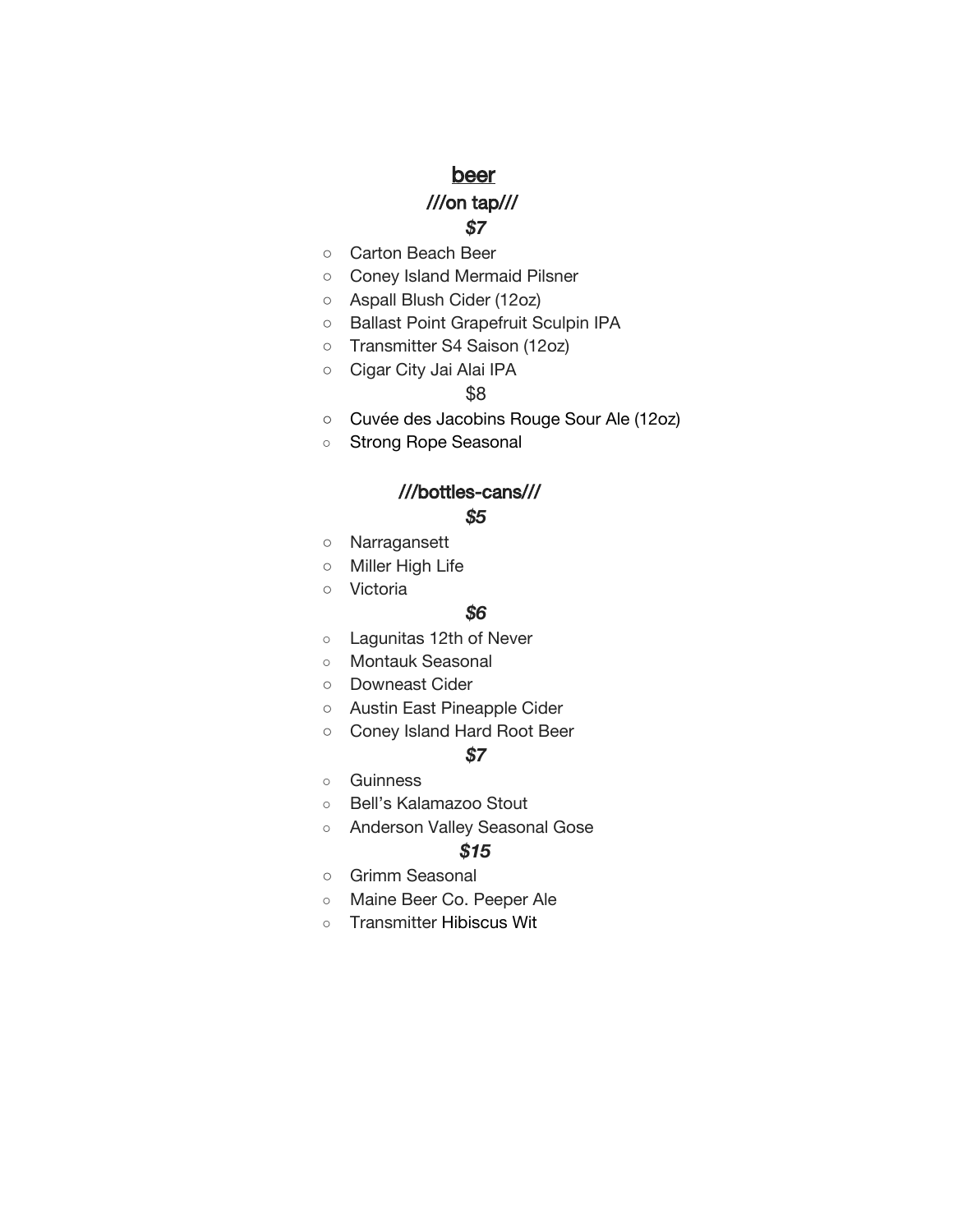# beer

## ///on tap///

***$7***

- Carton Beach Beer
- Coney Island Mermaid Pilsner
- Aspall Blush Cider (12oz)
- Ballast Point Grapefruit Sculpin IPA
- Transmitter S4 Saison (12oz)
- Cigar City Jai Alai IPA

$8

- Cuvée des Jacobins Rouge Sour Ale (12oz)
- Strong Rope Seasonal

## ///bottles-cans///

***$5***

- Narragansett
- Miller High Life
- Victoria

***$6***

- Lagunitas 12th of Never
- Montauk Seasonal
- Downeast Cider
- Austin East Pineapple Cider
- Coney Island Hard Root Beer

***$7***

- Guinness
- Bell's Kalamazoo Stout
- Anderson Valley Seasonal Gose

***$15***

- Grimm Seasonal
- Maine Beer Co. Peeper Ale
- Transmitter Hibiscus Wit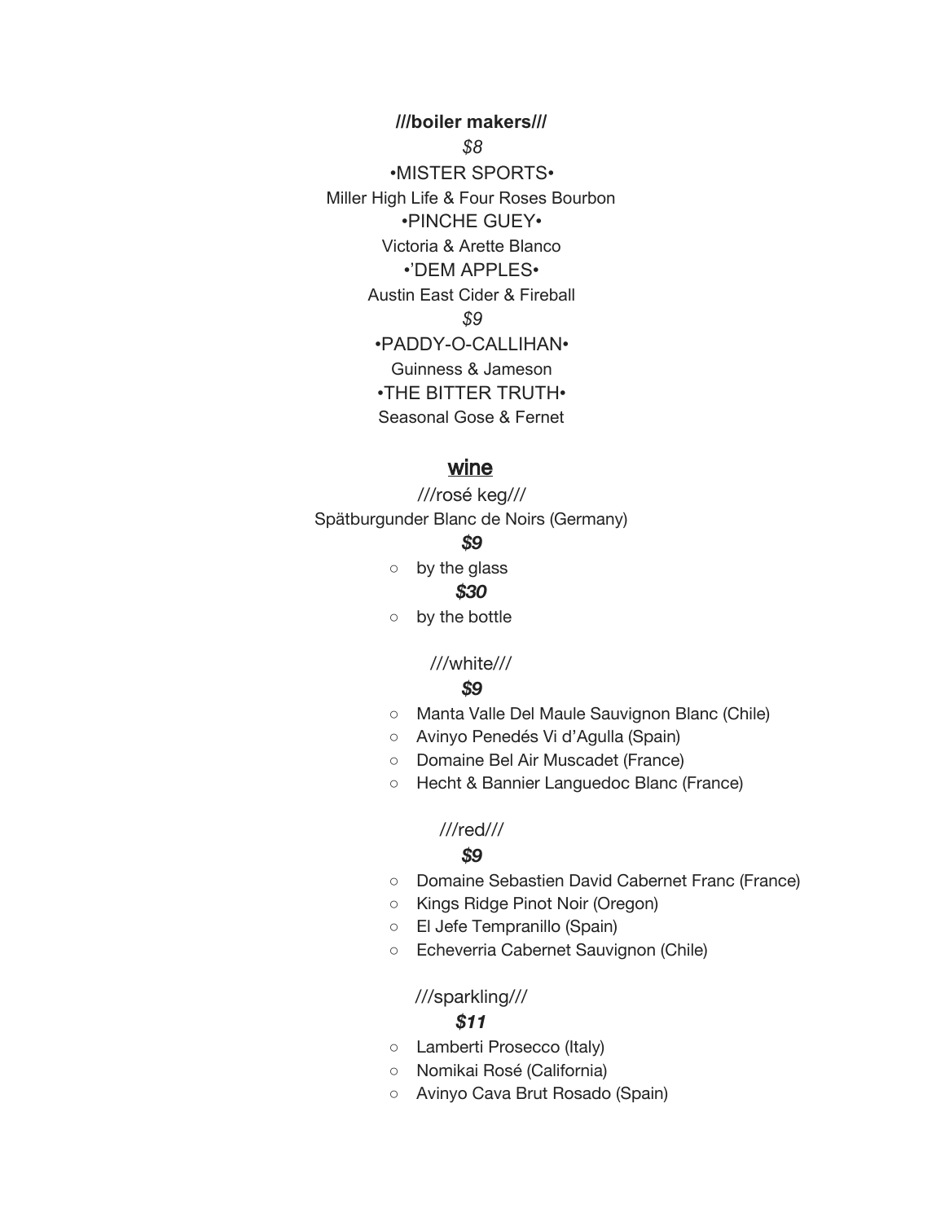**///boiler makers///**

*$8*

•MISTER SPORTS•

Miller High Life & Four Roses Bourbon

•PINCHE GUEY•

Victoria & Arette Blanco

•'DEM APPLES•

Austin East Cider & Fireball

*$9*

•PADDY-O-CALLIHAN•

Guinness & Jameson

•THE BITTER TRUTH•

Seasonal Gose & Fernet

## wine

///rosé keg///

Spätburgunder Blanc de Noirs (Germany)

***$9***

- by the glass

***$30***

- by the bottle

///white///

***$9***

- Manta Valle Del Maule Sauvignon Blanc (Chile)
- Avinyo Penedés Vi d'Agulla (Spain)
- Domaine Bel Air Muscadet (France)
- Hecht & Bannier Languedoc Blanc (France)

///red///

***$9***

- Domaine Sebastien David Cabernet Franc (France)
- Kings Ridge Pinot Noir (Oregon)
- El Jefe Tempranillo (Spain)
- Echeverria Cabernet Sauvignon (Chile)

///sparkling///

***$11***

- Lamberti Prosecco (Italy)
- Nomikai Rosé (California)
- Avinyo Cava Brut Rosado (Spain)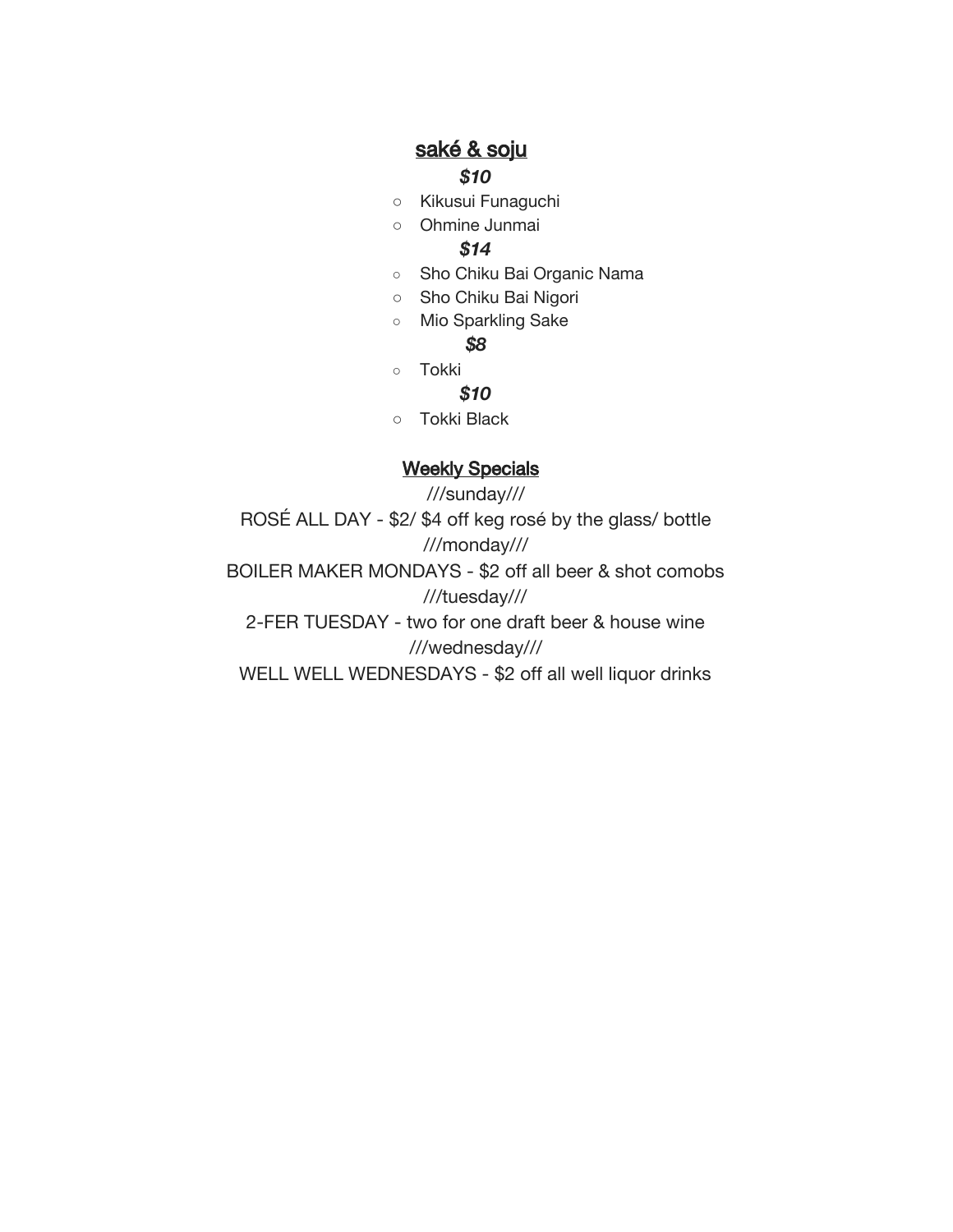## saké & soju

***$10***

- Kikusui Funaguchi
- Ohmine Junmai

***$14***

- Sho Chiku Bai Organic Nama
- Sho Chiku Bai Nigori
- Mio Sparkling Sake

***$8***

- Tokki

***$10***

- Tokki Black

## Weekly Specials

///sunday///

ROSÉ ALL DAY - $2/ $4 off keg rosé by the glass/ bottle

///monday///

BOILER MAKER MONDAYS - $2 off all beer & shot comobs

///tuesday///

2-FER TUESDAY - two for one draft beer & house wine

///wednesday///

WELL WELL WEDNESDAYS - $2 off all well liquor drinks